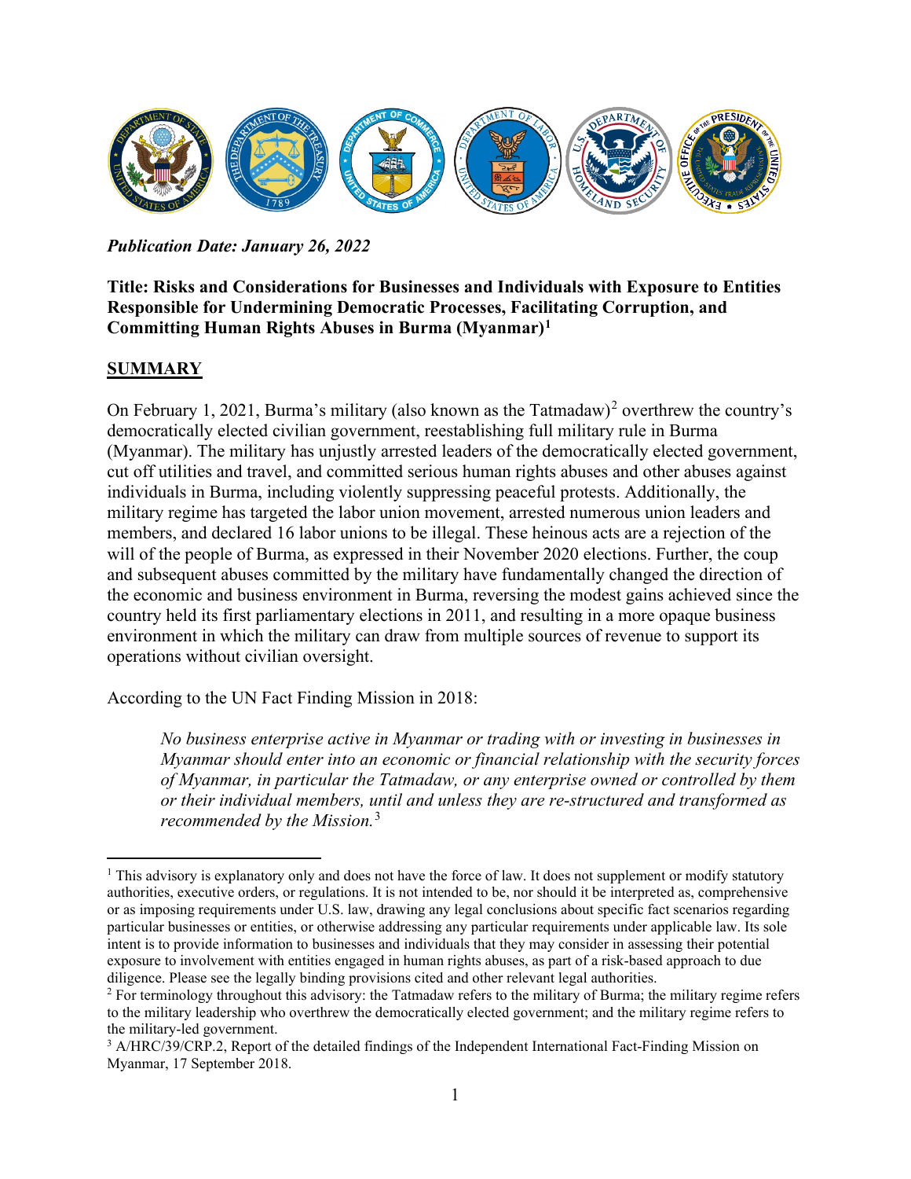***Publication Date: January 26, 2022***

**Title: Risks and Considerations for Businesses and Individuals with Exposure to Entities Responsible for Undermining Democratic Processes, Facilitating Corruption, and Committing Human Rights Abuses in Burma (Myanmar)[1]**

## SUMMARY

On February 1, 2021, Burma's military (also known as the Tatmadaw)[2] overthrew the country's democratically elected civilian government, reestablishing full military rule in Burma (Myanmar). The military has unjustly arrested leaders of the democratically elected government, cut off utilities and travel, and committed serious human rights abuses and other abuses against individuals in Burma, including violently suppressing peaceful protests. Additionally, the military regime has targeted the labor union movement, arrested numerous union leaders and members, and declared 16 labor unions to be illegal. These heinous acts are a rejection of the will of the people of Burma, as expressed in their November 2020 elections. Further, the coup and subsequent abuses committed by the military have fundamentally changed the direction of the economic and business environment in Burma, reversing the modest gains achieved since the country held its first parliamentary elections in 2011, and resulting in a more opaque business environment in which the military can draw from multiple sources of revenue to support its operations without civilian oversight.

According to the UN Fact Finding Mission in 2018:

> *No business enterprise active in Myanmar or trading with or investing in businesses in Myanmar should enter into an economic or financial relationship with the security forces of Myanmar, in particular the Tatmadaw, or any enterprise owned or controlled by them or their individual members, until and unless they are re-structured and transformed as recommended by the Mission.*[3]

---

[1] This advisory is explanatory only and does not have the force of law. It does not supplement or modify statutory authorities, executive orders, or regulations. It is not intended to be, nor should it be interpreted as, comprehensive or as imposing requirements under U.S. law, drawing any legal conclusions about specific fact scenarios regarding particular businesses or entities, or otherwise addressing any particular requirements under applicable law. Its sole intent is to provide information to businesses and individuals that they may consider in assessing their potential exposure to involvement with entities engaged in human rights abuses, as part of a risk-based approach to due diligence. Please see the legally binding provisions cited and other relevant legal authorities.

[2] For terminology throughout this advisory: the Tatmadaw refers to the military of Burma; the military regime refers to the military leadership who overthrew the democratically elected government; and the military regime refers to the military-led government.

[3] A/HRC/39/CRP.2, Report of the detailed findings of the Independent International Fact-Finding Mission on Myanmar, 17 September 2018.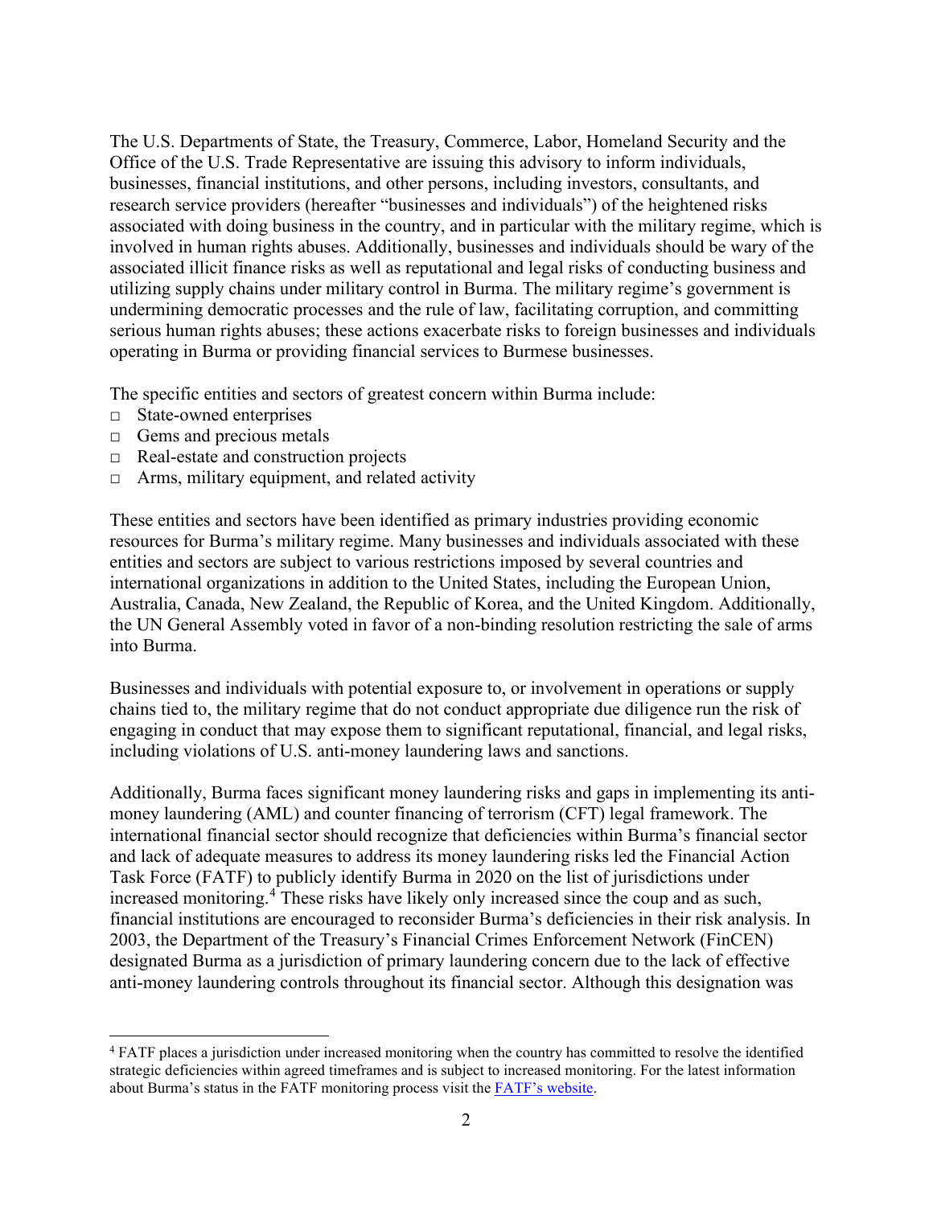The U.S. Departments of State, the Treasury, Commerce, Labor, Homeland Security and the Office of the U.S. Trade Representative are issuing this advisory to inform individuals, businesses, financial institutions, and other persons, including investors, consultants, and research service providers (hereafter "businesses and individuals") of the heightened risks associated with doing business in the country, and in particular with the military regime, which is involved in human rights abuses. Additionally, businesses and individuals should be wary of the associated illicit finance risks as well as reputational and legal risks of conducting business and utilizing supply chains under military control in Burma. The military regime's government is undermining democratic processes and the rule of law, facilitating corruption, and committing serious human rights abuses; these actions exacerbate risks to foreign businesses and individuals operating in Burma or providing financial services to Burmese businesses.

The specific entities and sectors of greatest concern within Burma include:

- State-owned enterprises
- Gems and precious metals
- Real-estate and construction projects
- Arms, military equipment, and related activity

These entities and sectors have been identified as primary industries providing economic resources for Burma's military regime. Many businesses and individuals associated with these entities and sectors are subject to various restrictions imposed by several countries and international organizations in addition to the United States, including the European Union, Australia, Canada, New Zealand, the Republic of Korea, and the United Kingdom. Additionally, the UN General Assembly voted in favor of a non-binding resolution restricting the sale of arms into Burma.

Businesses and individuals with potential exposure to, or involvement in operations or supply chains tied to, the military regime that do not conduct appropriate due diligence run the risk of engaging in conduct that may expose them to significant reputational, financial, and legal risks, including violations of U.S. anti-money laundering laws and sanctions.

Additionally, Burma faces significant money laundering risks and gaps in implementing its anti-money laundering (AML) and counter financing of terrorism (CFT) legal framework. The international financial sector should recognize that deficiencies within Burma's financial sector and lack of adequate measures to address its money laundering risks led the Financial Action Task Force (FATF) to publicly identify Burma in 2020 on the list of jurisdictions under increased monitoring.[4] These risks have likely only increased since the coup and as such, financial institutions are encouraged to reconsider Burma's deficiencies in their risk analysis. In 2003, the Department of the Treasury's Financial Crimes Enforcement Network (FinCEN) designated Burma as a jurisdiction of primary laundering concern due to the lack of effective anti-money laundering controls throughout its financial sector. Although this designation was

[4] FATF places a jurisdiction under increased monitoring when the country has committed to resolve the identified strategic deficiencies within agreed timeframes and is subject to increased monitoring. For the latest information about Burma's status in the FATF monitoring process visit the [FATF's website](https://www.fatf-gafi.org).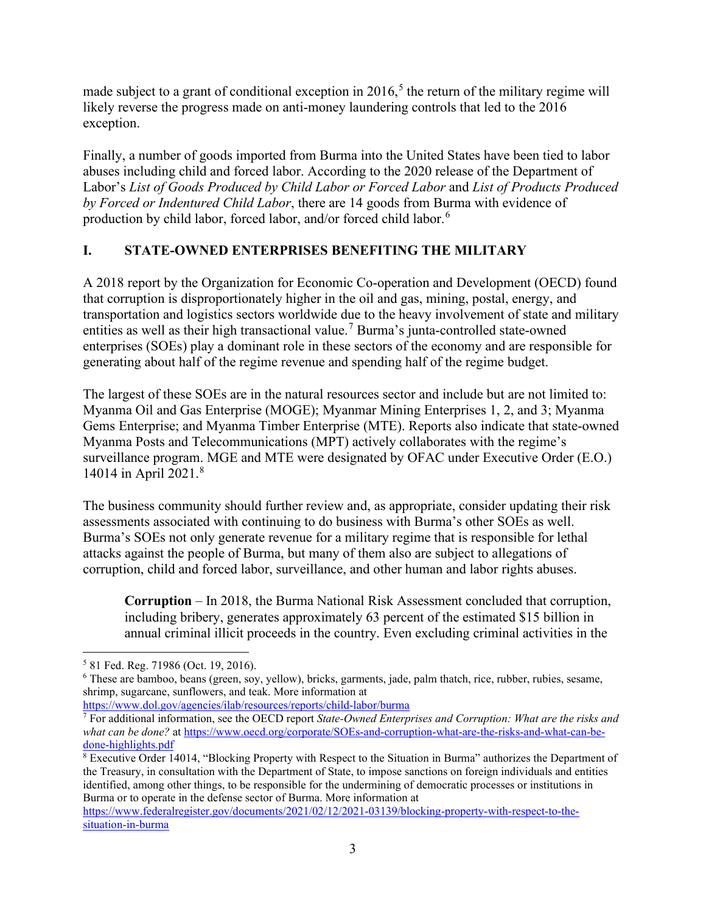made subject to a grant of conditional exception in 2016,[5] the return of the military regime will likely reverse the progress made on anti-money laundering controls that led to the 2016 exception.

Finally, a number of goods imported from Burma into the United States have been tied to labor abuses including child and forced labor. According to the 2020 release of the Department of Labor's *List of Goods Produced by Child Labor or Forced Labor* and *List of Products Produced by Forced or Indentured Child Labor*, there are 14 goods from Burma with evidence of production by child labor, forced labor, and/or forced child labor.[6]

## I. STATE-OWNED ENTERPRISES BENEFITING THE MILITARY

A 2018 report by the Organization for Economic Co-operation and Development (OECD) found that corruption is disproportionately higher in the oil and gas, mining, postal, energy, and transportation and logistics sectors worldwide due to the heavy involvement of state and military entities as well as their high transactional value.[7] Burma's junta-controlled state-owned enterprises (SOEs) play a dominant role in these sectors of the economy and are responsible for generating about half of the regime revenue and spending half of the regime budget.

The largest of these SOEs are in the natural resources sector and include but are not limited to: Myanma Oil and Gas Enterprise (MOGE); Myanmar Mining Enterprises 1, 2, and 3; Myanma Gems Enterprise; and Myanma Timber Enterprise (MTE). Reports also indicate that state-owned Myanma Posts and Telecommunications (MPT) actively collaborates with the regime's surveillance program. MGE and MTE were designated by OFAC under Executive Order (E.O.) 14014 in April 2021.[8]

The business community should further review and, as appropriate, consider updating their risk assessments associated with continuing to do business with Burma's other SOEs as well. Burma's SOEs not only generate revenue for a military regime that is responsible for lethal attacks against the people of Burma, but many of them also are subject to allegations of corruption, child and forced labor, surveillance, and other human and labor rights abuses.

> **Corruption** – In 2018, the Burma National Risk Assessment concluded that corruption, including bribery, generates approximately 63 percent of the estimated $15 billion in annual criminal illicit proceeds in the country. Even excluding criminal activities in the

---

[5] 81 Fed. Reg. 71986 (Oct. 19, 2016).

[6] These are bamboo, beans (green, soy, yellow), bricks, garments, jade, palm thatch, rice, rubber, rubies, sesame, shrimp, sugarcane, sunflowers, and teak. More information at https://www.dol.gov/agencies/ilab/resources/reports/child-labor/burma

[7] For additional information, see the OECD report *State-Owned Enterprises and Corruption: What are the risks and what can be done?* at https://www.oecd.org/corporate/SOEs-and-corruption-what-are-the-risks-and-what-can-be-done-highlights.pdf

[8] Executive Order 14014, "Blocking Property with Respect to the Situation in Burma" authorizes the Department of the Treasury, in consultation with the Department of State, to impose sanctions on foreign individuals and entities identified, among other things, to be responsible for the undermining of democratic processes or institutions in Burma or to operate in the defense sector of Burma. More information at https://www.federalregister.gov/documents/2021/02/12/2021-03139/blocking-property-with-respect-to-the-situation-in-burma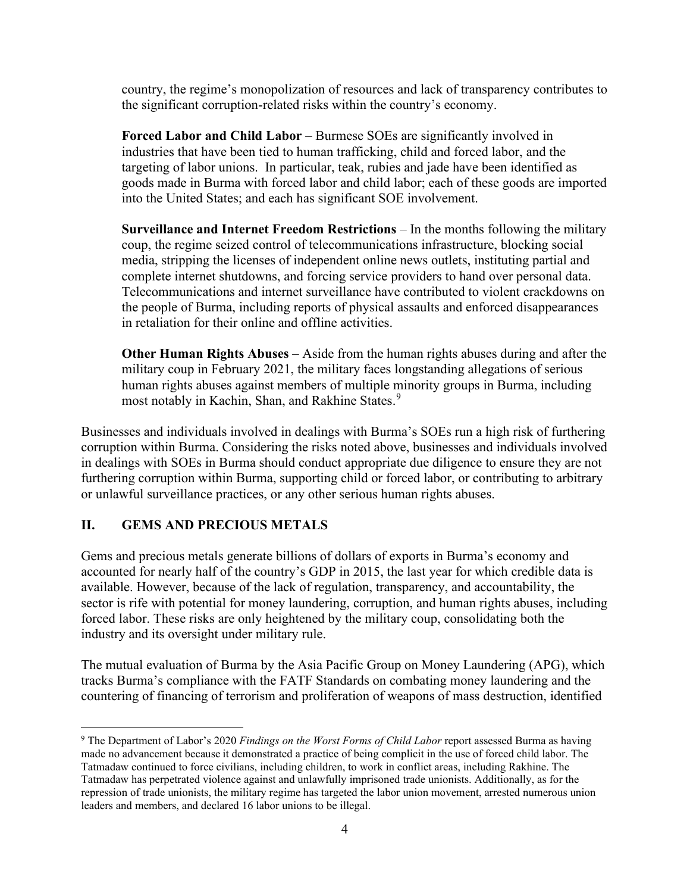country, the regime's monopolization of resources and lack of transparency contributes to the significant corruption-related risks within the country's economy.

**Forced Labor and Child Labor** – Burmese SOEs are significantly involved in industries that have been tied to human trafficking, child and forced labor, and the targeting of labor unions. In particular, teak, rubies and jade have been identified as goods made in Burma with forced labor and child labor; each of these goods are imported into the United States; and each has significant SOE involvement.

**Surveillance and Internet Freedom Restrictions** – In the months following the military coup, the regime seized control of telecommunications infrastructure, blocking social media, stripping the licenses of independent online news outlets, instituting partial and complete internet shutdowns, and forcing service providers to hand over personal data. Telecommunications and internet surveillance have contributed to violent crackdowns on the people of Burma, including reports of physical assaults and enforced disappearances in retaliation for their online and offline activities.

**Other Human Rights Abuses** – Aside from the human rights abuses during and after the military coup in February 2021, the military faces longstanding allegations of serious human rights abuses against members of multiple minority groups in Burma, including most notably in Kachin, Shan, and Rakhine States.[9]

Businesses and individuals involved in dealings with Burma's SOEs run a high risk of furthering corruption within Burma. Considering the risks noted above, businesses and individuals involved in dealings with SOEs in Burma should conduct appropriate due diligence to ensure they are not furthering corruption within Burma, supporting child or forced labor, or contributing to arbitrary or unlawful surveillance practices, or any other serious human rights abuses.

## II. GEMS AND PRECIOUS METALS

Gems and precious metals generate billions of dollars of exports in Burma's economy and accounted for nearly half of the country's GDP in 2015, the last year for which credible data is available. However, because of the lack of regulation, transparency, and accountability, the sector is rife with potential for money laundering, corruption, and human rights abuses, including forced labor. These risks are only heightened by the military coup, consolidating both the industry and its oversight under military rule.

The mutual evaluation of Burma by the Asia Pacific Group on Money Laundering (APG), which tracks Burma's compliance with the FATF Standards on combating money laundering and the countering of financing of terrorism and proliferation of weapons of mass destruction, identified

---

[9] The Department of Labor's 2020 *Findings on the Worst Forms of Child Labor* report assessed Burma as having made no advancement because it demonstrated a practice of being complicit in the use of forced child labor. The Tatmadaw continued to force civilians, including children, to work in conflict areas, including Rakhine. The Tatmadaw has perpetrated violence against and unlawfully imprisoned trade unionists. Additionally, as for the repression of trade unionists, the military regime has targeted the labor union movement, arrested numerous union leaders and members, and declared 16 labor unions to be illegal.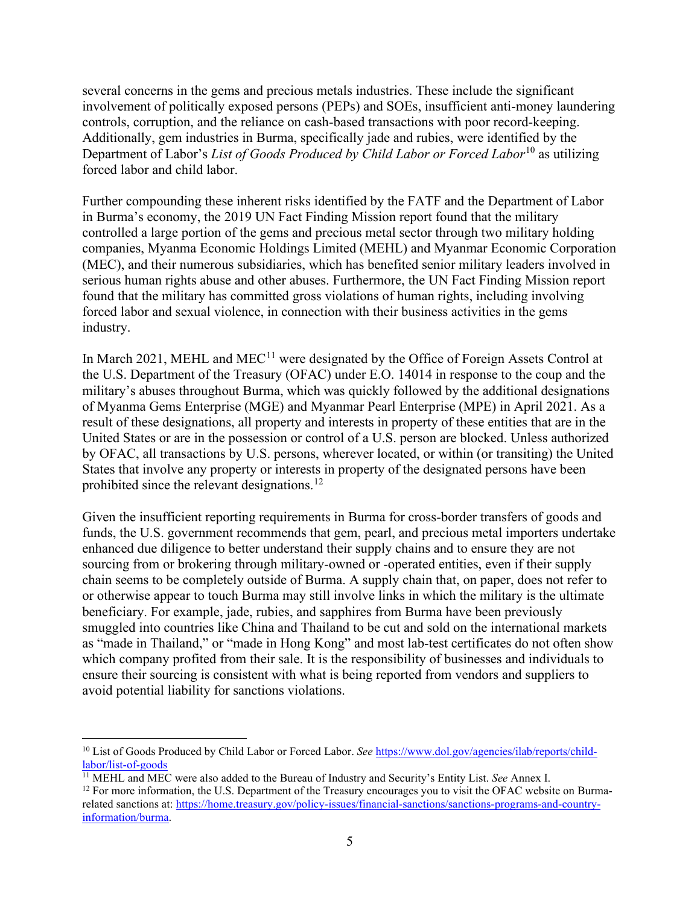several concerns in the gems and precious metals industries. These include the significant involvement of politically exposed persons (PEPs) and SOEs, insufficient anti-money laundering controls, corruption, and the reliance on cash-based transactions with poor record-keeping. Additionally, gem industries in Burma, specifically jade and rubies, were identified by the Department of Labor's *List of Goods Produced by Child Labor or Forced Labor*[10] as utilizing forced labor and child labor.

Further compounding these inherent risks identified by the FATF and the Department of Labor in Burma's economy, the 2019 UN Fact Finding Mission report found that the military controlled a large portion of the gems and precious metal sector through two military holding companies, Myanma Economic Holdings Limited (MEHL) and Myanmar Economic Corporation (MEC), and their numerous subsidiaries, which has benefited senior military leaders involved in serious human rights abuse and other abuses. Furthermore, the UN Fact Finding Mission report found that the military has committed gross violations of human rights, including involving forced labor and sexual violence, in connection with their business activities in the gems industry.

In March 2021, MEHL and MEC[11] were designated by the Office of Foreign Assets Control at the U.S. Department of the Treasury (OFAC) under E.O. 14014 in response to the coup and the military's abuses throughout Burma, which was quickly followed by the additional designations of Myanma Gems Enterprise (MGE) and Myanmar Pearl Enterprise (MPE) in April 2021. As a result of these designations, all property and interests in property of these entities that are in the United States or are in the possession or control of a U.S. person are blocked. Unless authorized by OFAC, all transactions by U.S. persons, wherever located, or within (or transiting) the United States that involve any property or interests in property of the designated persons have been prohibited since the relevant designations.[12]

Given the insufficient reporting requirements in Burma for cross-border transfers of goods and funds, the U.S. government recommends that gem, pearl, and precious metal importers undertake enhanced due diligence to better understand their supply chains and to ensure they are not sourcing from or brokering through military-owned or -operated entities, even if their supply chain seems to be completely outside of Burma. A supply chain that, on paper, does not refer to or otherwise appear to touch Burma may still involve links in which the military is the ultimate beneficiary. For example, jade, rubies, and sapphires from Burma have been previously smuggled into countries like China and Thailand to be cut and sold on the international markets as "made in Thailand," or "made in Hong Kong" and most lab-test certificates do not often show which company profited from their sale. It is the responsibility of businesses and individuals to ensure their sourcing is consistent with what is being reported from vendors and suppliers to avoid potential liability for sanctions violations.

---

[10] List of Goods Produced by Child Labor or Forced Labor. *See* https://www.dol.gov/agencies/ilab/reports/child-labor/list-of-goods

[11] MEHL and MEC were also added to the Bureau of Industry and Security's Entity List. *See* Annex I.

[12] For more information, the U.S. Department of the Treasury encourages you to visit the OFAC website on Burma-related sanctions at: https://home.treasury.gov/policy-issues/financial-sanctions/sanctions-programs-and-country-information/burma.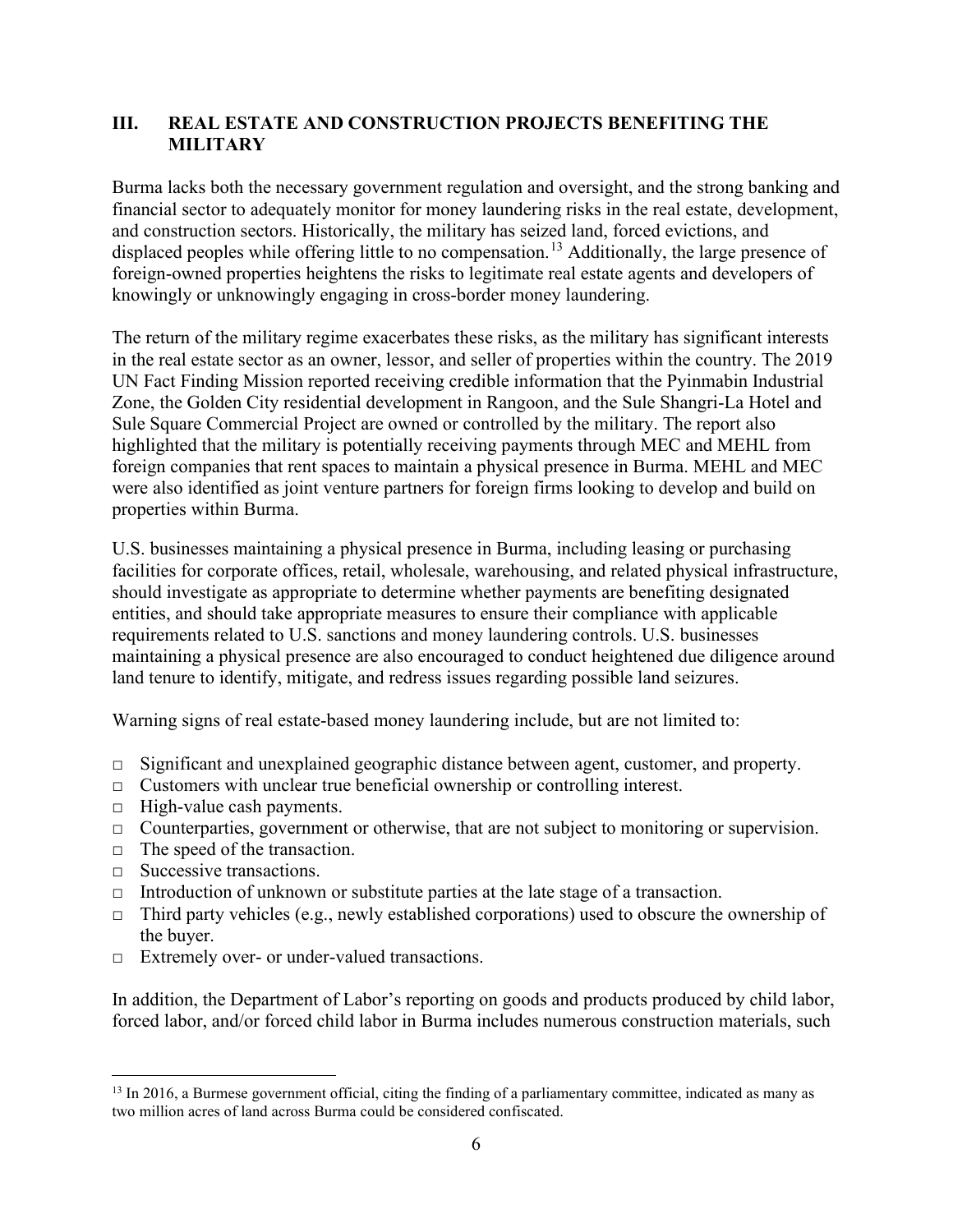## III. REAL ESTATE AND CONSTRUCTION PROJECTS BENEFITING THE MILITARY

Burma lacks both the necessary government regulation and oversight, and the strong banking and financial sector to adequately monitor for money laundering risks in the real estate, development, and construction sectors. Historically, the military has seized land, forced evictions, and displaced peoples while offering little to no compensation.[13] Additionally, the large presence of foreign-owned properties heightens the risks to legitimate real estate agents and developers of knowingly or unknowingly engaging in cross-border money laundering.

The return of the military regime exacerbates these risks, as the military has significant interests in the real estate sector as an owner, lessor, and seller of properties within the country. The 2019 UN Fact Finding Mission reported receiving credible information that the Pyinmabin Industrial Zone, the Golden City residential development in Rangoon, and the Sule Shangri-La Hotel and Sule Square Commercial Project are owned or controlled by the military. The report also highlighted that the military is potentially receiving payments through MEC and MEHL from foreign companies that rent spaces to maintain a physical presence in Burma. MEHL and MEC were also identified as joint venture partners for foreign firms looking to develop and build on properties within Burma.

U.S. businesses maintaining a physical presence in Burma, including leasing or purchasing facilities for corporate offices, retail, wholesale, warehousing, and related physical infrastructure, should investigate as appropriate to determine whether payments are benefiting designated entities, and should take appropriate measures to ensure their compliance with applicable requirements related to U.S. sanctions and money laundering controls. U.S. businesses maintaining a physical presence are also encouraged to conduct heightened due diligence around land tenure to identify, mitigate, and redress issues regarding possible land seizures.

Warning signs of real estate-based money laundering include, but are not limited to:

- □ Significant and unexplained geographic distance between agent, customer, and property.
- □ Customers with unclear true beneficial ownership or controlling interest.
- □ High-value cash payments.
- □ Counterparties, government or otherwise, that are not subject to monitoring or supervision.
- □ The speed of the transaction.
- □ Successive transactions.
- □ Introduction of unknown or substitute parties at the late stage of a transaction.
- □ Third party vehicles (e.g., newly established corporations) used to obscure the ownership of the buyer.
- □ Extremely over- or under-valued transactions.

In addition, the Department of Labor's reporting on goods and products produced by child labor, forced labor, and/or forced child labor in Burma includes numerous construction materials, such

[13] In 2016, a Burmese government official, citing the finding of a parliamentary committee, indicated as many as two million acres of land across Burma could be considered confiscated.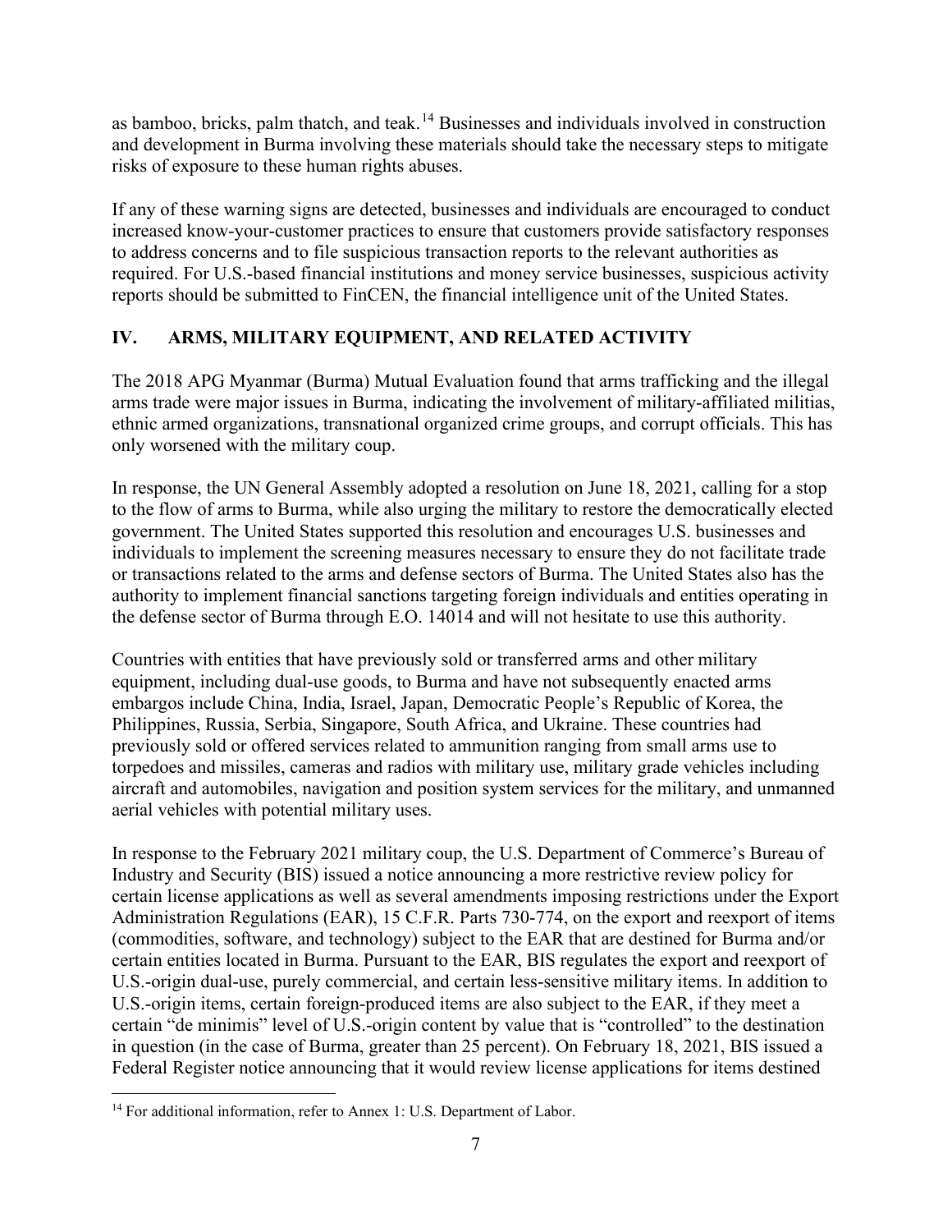as bamboo, bricks, palm thatch, and teak.[14] Businesses and individuals involved in construction and development in Burma involving these materials should take the necessary steps to mitigate risks of exposure to these human rights abuses.

If any of these warning signs are detected, businesses and individuals are encouraged to conduct increased know-your-customer practices to ensure that customers provide satisfactory responses to address concerns and to file suspicious transaction reports to the relevant authorities as required. For U.S.-based financial institutions and money service businesses, suspicious activity reports should be submitted to FinCEN, the financial intelligence unit of the United States.

## IV. ARMS, MILITARY EQUIPMENT, AND RELATED ACTIVITY

The 2018 APG Myanmar (Burma) Mutual Evaluation found that arms trafficking and the illegal arms trade were major issues in Burma, indicating the involvement of military-affiliated militias, ethnic armed organizations, transnational organized crime groups, and corrupt officials. This has only worsened with the military coup.

In response, the UN General Assembly adopted a resolution on June 18, 2021, calling for a stop to the flow of arms to Burma, while also urging the military to restore the democratically elected government. The United States supported this resolution and encourages U.S. businesses and individuals to implement the screening measures necessary to ensure they do not facilitate trade or transactions related to the arms and defense sectors of Burma. The United States also has the authority to implement financial sanctions targeting foreign individuals and entities operating in the defense sector of Burma through E.O. 14014 and will not hesitate to use this authority.

Countries with entities that have previously sold or transferred arms and other military equipment, including dual-use goods, to Burma and have not subsequently enacted arms embargos include China, India, Israel, Japan, Democratic People's Republic of Korea, the Philippines, Russia, Serbia, Singapore, South Africa, and Ukraine. These countries had previously sold or offered services related to ammunition ranging from small arms use to torpedoes and missiles, cameras and radios with military use, military grade vehicles including aircraft and automobiles, navigation and position system services for the military, and unmanned aerial vehicles with potential military uses.

In response to the February 2021 military coup, the U.S. Department of Commerce's Bureau of Industry and Security (BIS) issued a notice announcing a more restrictive review policy for certain license applications as well as several amendments imposing restrictions under the Export Administration Regulations (EAR), 15 C.F.R. Parts 730-774, on the export and reexport of items (commodities, software, and technology) subject to the EAR that are destined for Burma and/or certain entities located in Burma. Pursuant to the EAR, BIS regulates the export and reexport of U.S.-origin dual-use, purely commercial, and certain less-sensitive military items. In addition to U.S.-origin items, certain foreign-produced items are also subject to the EAR, if they meet a certain "de minimis" level of U.S.-origin content by value that is "controlled" to the destination in question (in the case of Burma, greater than 25 percent). On February 18, 2021, BIS issued a Federal Register notice announcing that it would review license applications for items destined

[14] For additional information, refer to Annex 1: U.S. Department of Labor.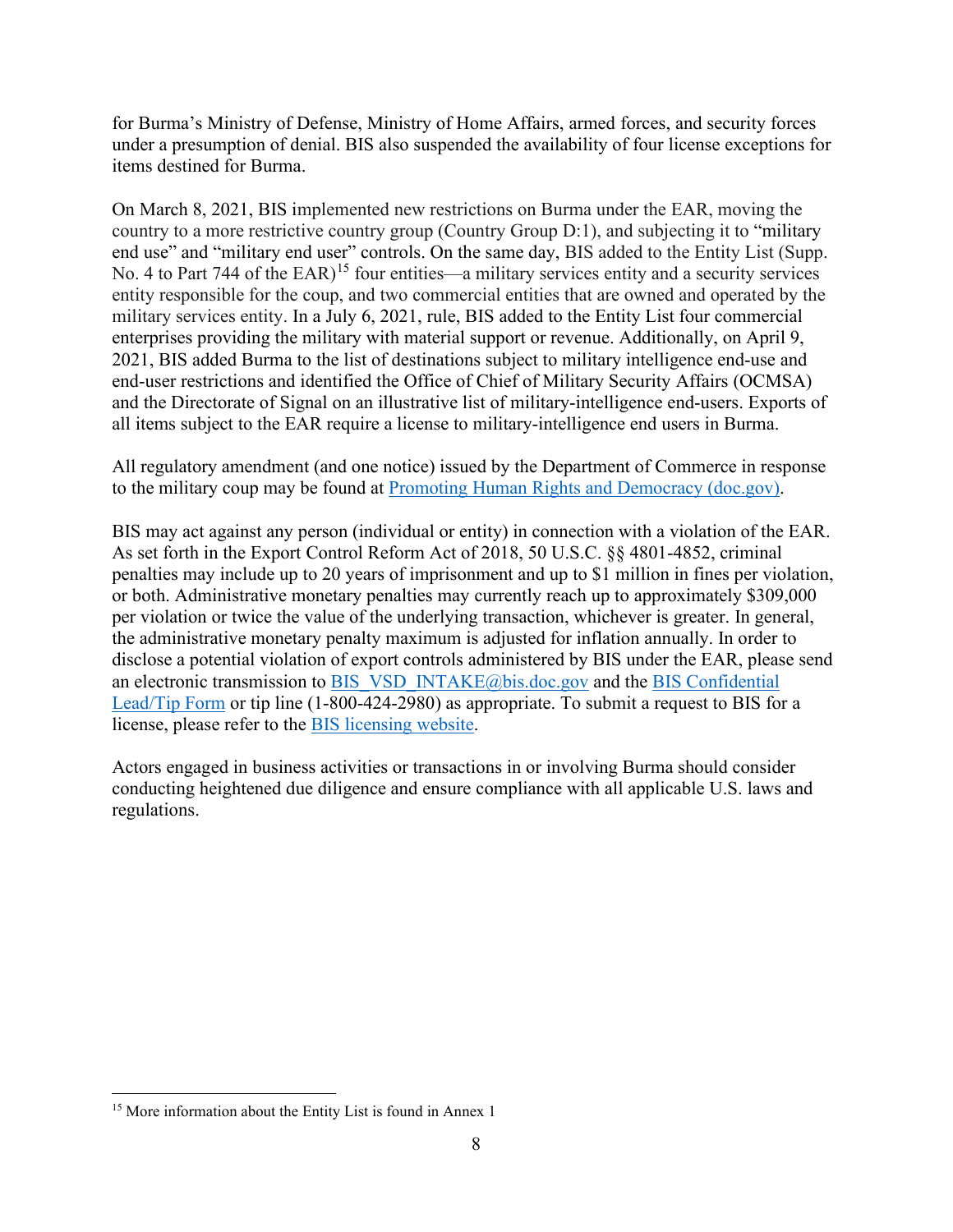for Burma's Ministry of Defense, Ministry of Home Affairs, armed forces, and security forces under a presumption of denial. BIS also suspended the availability of four license exceptions for items destined for Burma.

On March 8, 2021, BIS implemented new restrictions on Burma under the EAR, moving the country to a more restrictive country group (Country Group D:1), and subjecting it to "military end use" and "military end user" controls. On the same day, BIS added to the Entity List (Supp. No. 4 to Part 744 of the EAR)[15] four entities—a military services entity and a security services entity responsible for the coup, and two commercial entities that are owned and operated by the military services entity. In a July 6, 2021, rule, BIS added to the Entity List four commercial enterprises providing the military with material support or revenue. Additionally, on April 9, 2021, BIS added Burma to the list of destinations subject to military intelligence end-use and end-user restrictions and identified the Office of Chief of Military Security Affairs (OCMSA) and the Directorate of Signal on an illustrative list of military-intelligence end-users. Exports of all items subject to the EAR require a license to military-intelligence end users in Burma.

All regulatory amendment (and one notice) issued by the Department of Commerce in response to the military coup may be found at [Promoting Human Rights and Democracy (doc.gov)](Promoting Human Rights and Democracy (doc.gov)).

BIS may act against any person (individual or entity) in connection with a violation of the EAR. As set forth in the Export Control Reform Act of 2018, 50 U.S.C. §§ 4801-4852, criminal penalties may include up to 20 years of imprisonment and up to $1 million in fines per violation, or both. Administrative monetary penalties may currently reach up to approximately $309,000 per violation or twice the value of the underlying transaction, whichever is greater. In general, the administrative monetary penalty maximum is adjusted for inflation annually. In order to disclose a potential violation of export controls administered by BIS under the EAR, please send an electronic transmission to BIS_VSD_INTAKE@bis.doc.gov and the BIS Confidential Lead/Tip Form or tip line (1-800-424-2980) as appropriate. To submit a request to BIS for a license, please refer to the BIS licensing website.

Actors engaged in business activities or transactions in or involving Burma should consider conducting heightened due diligence and ensure compliance with all applicable U.S. laws and regulations.

---

[15] More information about the Entity List is found in Annex 1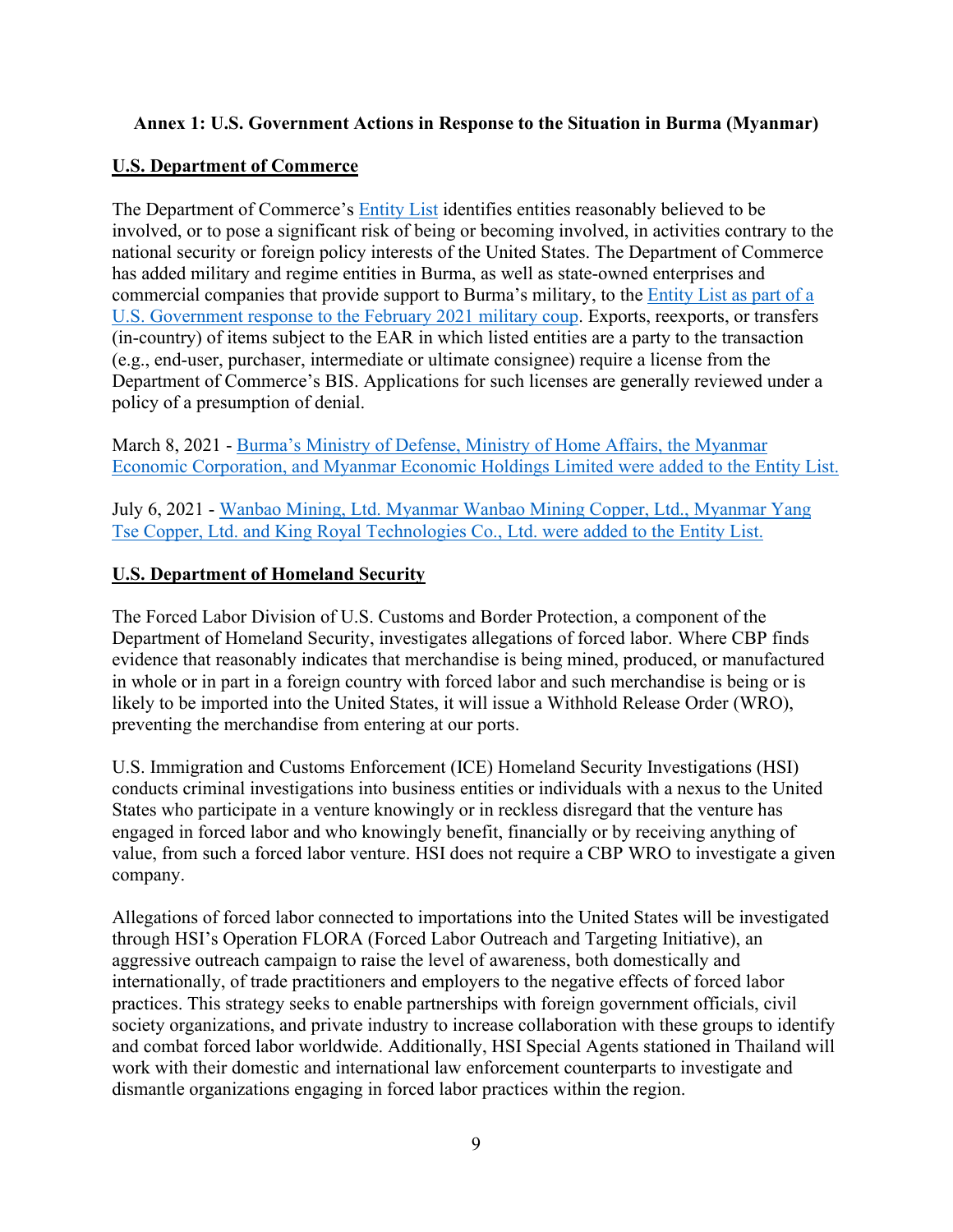**Annex 1: U.S. Government Actions in Response to the Situation in Burma (Myanmar)**

**U.S. Department of Commerce**

The Department of Commerce's Entity List identifies entities reasonably believed to be involved, or to pose a significant risk of being or becoming involved, in activities contrary to the national security or foreign policy interests of the United States. The Department of Commerce has added military and regime entities in Burma, as well as state-owned enterprises and commercial companies that provide support to Burma's military, to the Entity List as part of a U.S. Government response to the February 2021 military coup. Exports, reexports, or transfers (in-country) of items subject to the EAR in which listed entities are a party to the transaction (e.g., end-user, purchaser, intermediate or ultimate consignee) require a license from the Department of Commerce's BIS. Applications for such licenses are generally reviewed under a policy of a presumption of denial.

March 8, 2021 - Burma's Ministry of Defense, Ministry of Home Affairs, the Myanmar Economic Corporation, and Myanmar Economic Holdings Limited were added to the Entity List.

July 6, 2021 - Wanbao Mining, Ltd. Myanmar Wanbao Mining Copper, Ltd., Myanmar Yang Tse Copper, Ltd. and King Royal Technologies Co., Ltd. were added to the Entity List.

**U.S. Department of Homeland Security**

The Forced Labor Division of U.S. Customs and Border Protection, a component of the Department of Homeland Security, investigates allegations of forced labor. Where CBP finds evidence that reasonably indicates that merchandise is being mined, produced, or manufactured in whole or in part in a foreign country with forced labor and such merchandise is being or is likely to be imported into the United States, it will issue a Withhold Release Order (WRO), preventing the merchandise from entering at our ports.

U.S. Immigration and Customs Enforcement (ICE) Homeland Security Investigations (HSI) conducts criminal investigations into business entities or individuals with a nexus to the United States who participate in a venture knowingly or in reckless disregard that the venture has engaged in forced labor and who knowingly benefit, financially or by receiving anything of value, from such a forced labor venture. HSI does not require a CBP WRO to investigate a given company.

Allegations of forced labor connected to importations into the United States will be investigated through HSI's Operation FLORA (Forced Labor Outreach and Targeting Initiative), an aggressive outreach campaign to raise the level of awareness, both domestically and internationally, of trade practitioners and employers to the negative effects of forced labor practices. This strategy seeks to enable partnerships with foreign government officials, civil society organizations, and private industry to increase collaboration with these groups to identify and combat forced labor worldwide. Additionally, HSI Special Agents stationed in Thailand will work with their domestic and international law enforcement counterparts to investigate and dismantle organizations engaging in forced labor practices within the region.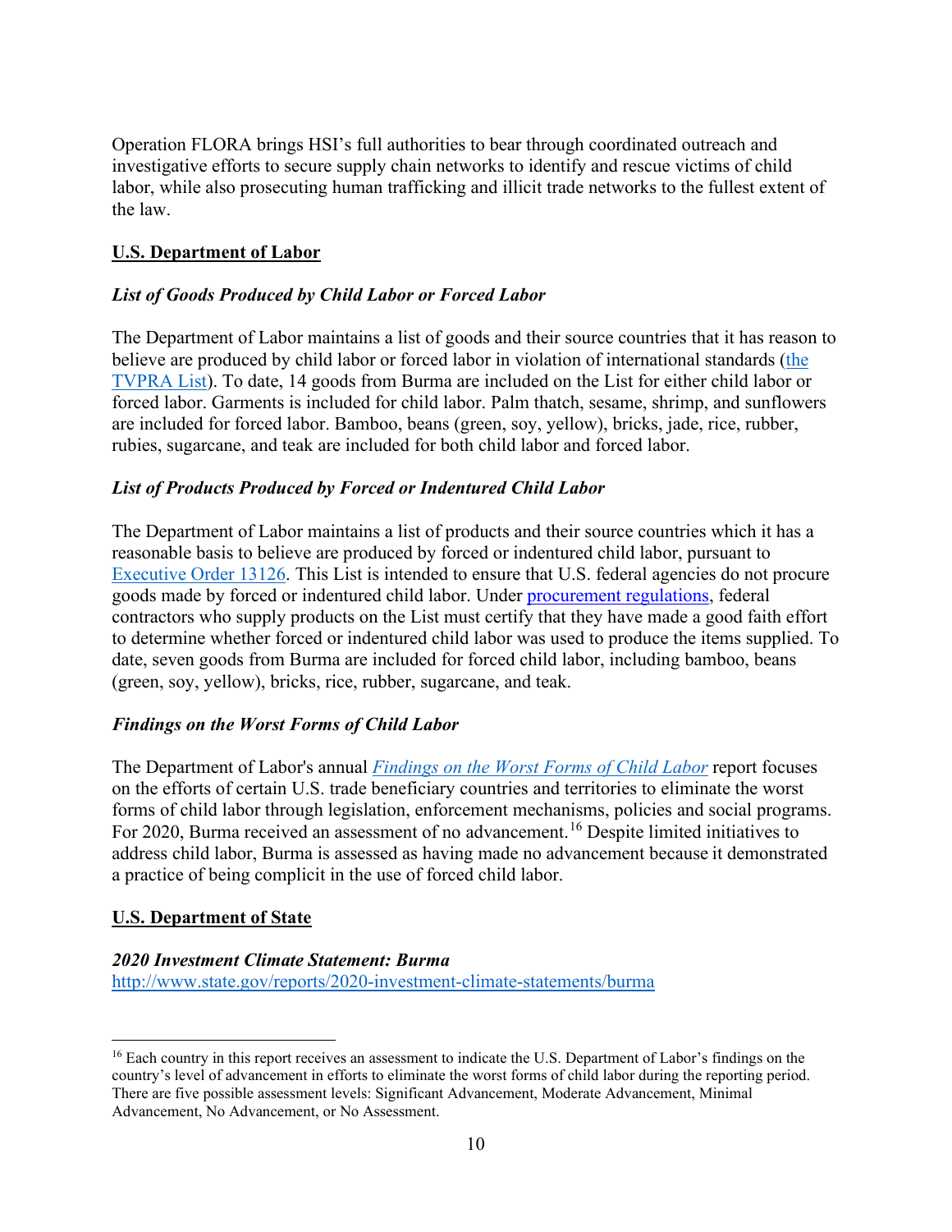Operation FLORA brings HSI's full authorities to bear through coordinated outreach and investigative efforts to secure supply chain networks to identify and rescue victims of child labor, while also prosecuting human trafficking and illicit trade networks to the fullest extent of the law.

## U.S. Department of Labor

### *List of Goods Produced by Child Labor or Forced Labor*

The Department of Labor maintains a list of goods and their source countries that it has reason to believe are produced by child labor or forced labor in violation of international standards (the TVPRA List). To date, 14 goods from Burma are included on the List for either child labor or forced labor. Garments is included for child labor. Palm thatch, sesame, shrimp, and sunflowers are included for forced labor. Bamboo, beans (green, soy, yellow), bricks, jade, rice, rubber, rubies, sugarcane, and teak are included for both child labor and forced labor.

### *List of Products Produced by Forced or Indentured Child Labor*

The Department of Labor maintains a list of products and their source countries which it has a reasonable basis to believe are produced by forced or indentured child labor, pursuant to Executive Order 13126. This List is intended to ensure that U.S. federal agencies do not procure goods made by forced or indentured child labor. Under procurement regulations, federal contractors who supply products on the List must certify that they have made a good faith effort to determine whether forced or indentured child labor was used to produce the items supplied. To date, seven goods from Burma are included for forced child labor, including bamboo, beans (green, soy, yellow), bricks, rice, rubber, sugarcane, and teak.

### *Findings on the Worst Forms of Child Labor*

The Department of Labor's annual *Findings on the Worst Forms of Child Labor* report focuses on the efforts of certain U.S. trade beneficiary countries and territories to eliminate the worst forms of child labor through legislation, enforcement mechanisms, policies and social programs. For 2020, Burma received an assessment of no advancement.[16] Despite limited initiatives to address child labor, Burma is assessed as having made no advancement because it demonstrated a practice of being complicit in the use of forced child labor.

## U.S. Department of State

***2020 Investment Climate Statement: Burma***
http://www.state.gov/reports/2020-investment-climate-statements/burma

---

[16] Each country in this report receives an assessment to indicate the U.S. Department of Labor's findings on the country's level of advancement in efforts to eliminate the worst forms of child labor during the reporting period. There are five possible assessment levels: Significant Advancement, Moderate Advancement, Minimal Advancement, No Advancement, or No Assessment.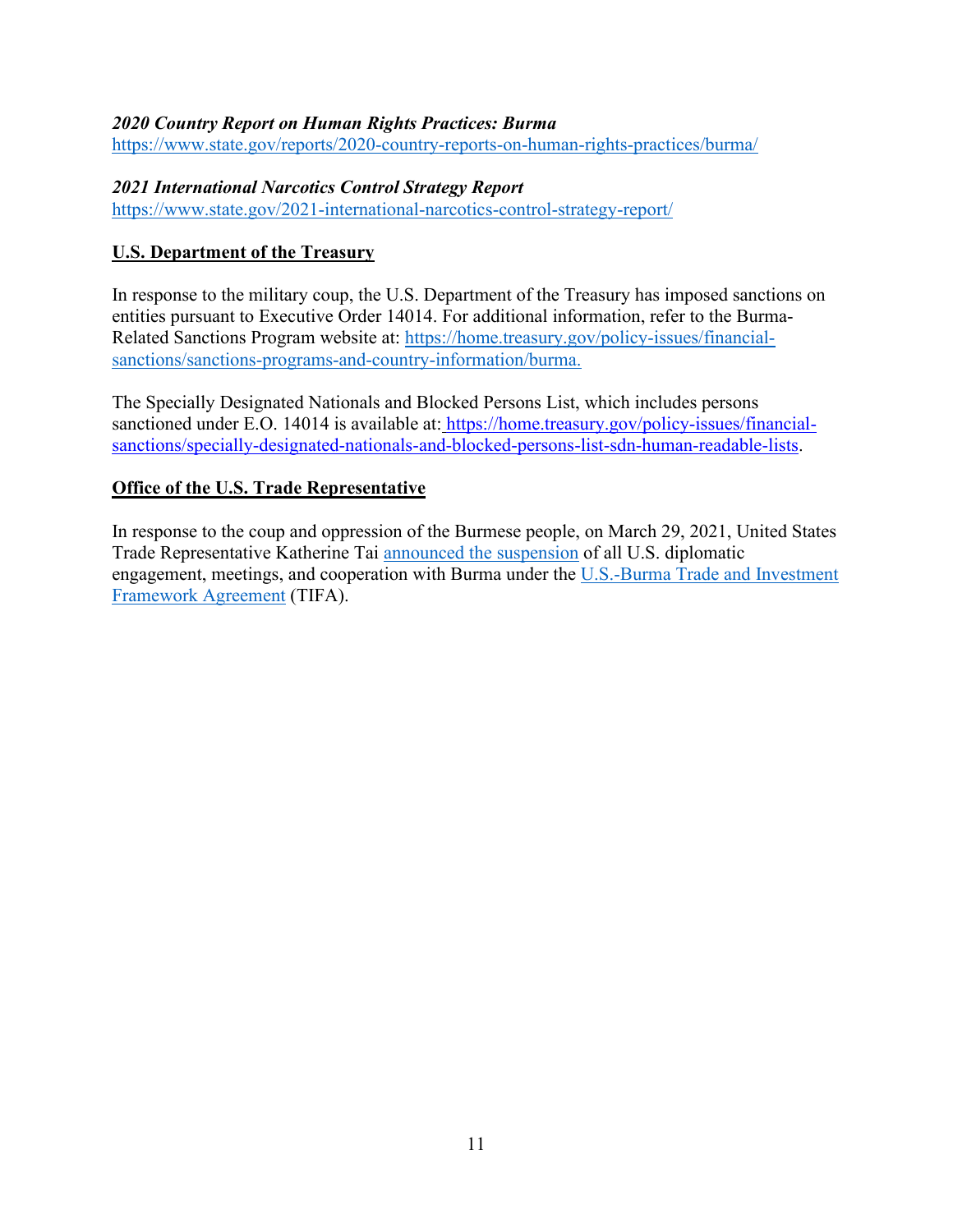***2020 Country Report on Human Rights Practices: Burma***
https://www.state.gov/reports/2020-country-reports-on-human-rights-practices/burma/

***2021 International Narcotics Control Strategy Report***
https://www.state.gov/2021-international-narcotics-control-strategy-report/

## U.S. Department of the Treasury

In response to the military coup, the U.S. Department of the Treasury has imposed sanctions on entities pursuant to Executive Order 14014. For additional information, refer to the Burma-Related Sanctions Program website at: https://home.treasury.gov/policy-issues/financial-sanctions/sanctions-programs-and-country-information/burma.

The Specially Designated Nationals and Blocked Persons List, which includes persons sanctioned under E.O. 14014 is available at: https://home.treasury.gov/policy-issues/financial-sanctions/specially-designated-nationals-and-blocked-persons-list-sdn-human-readable-lists.

## Office of the U.S. Trade Representative

In response to the coup and oppression of the Burmese people, on March 29, 2021, United States Trade Representative Katherine Tai announced the suspension of all U.S. diplomatic engagement, meetings, and cooperation with Burma under the U.S.-Burma Trade and Investment Framework Agreement (TIFA).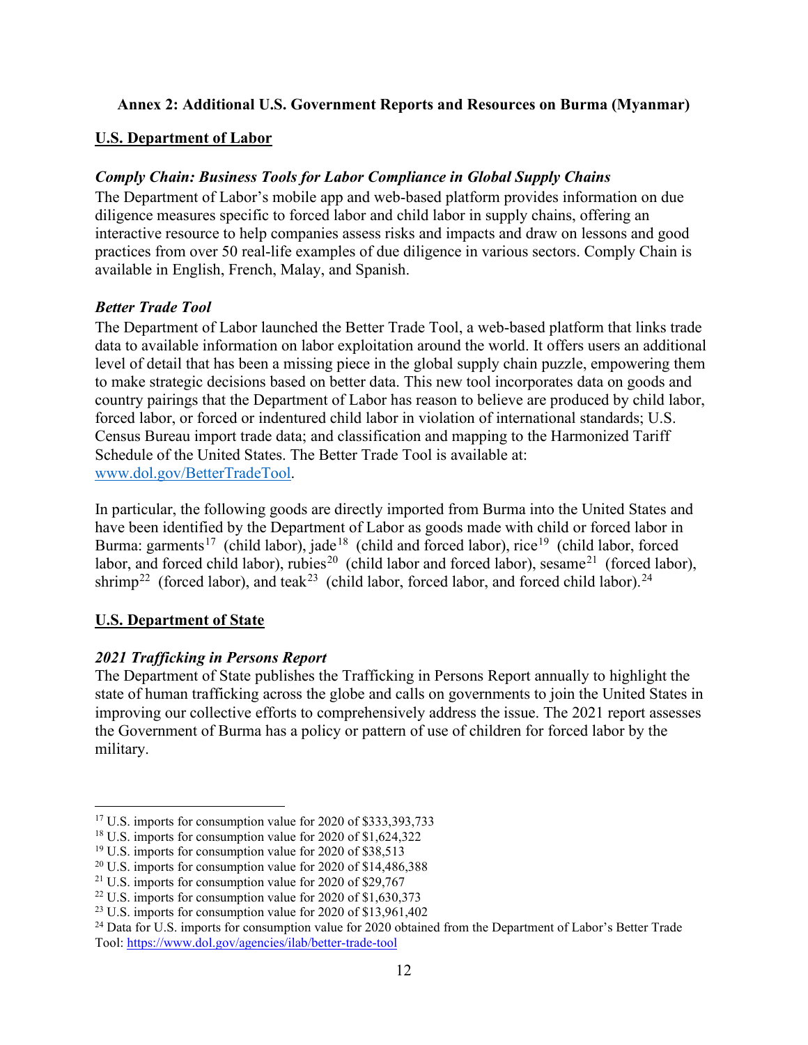**Annex 2: Additional U.S. Government Reports and Resources on Burma (Myanmar)**

**U.S. Department of Labor**

***Comply Chain: Business Tools for Labor Compliance in Global Supply Chains***

The Department of Labor's mobile app and web-based platform provides information on due diligence measures specific to forced labor and child labor in supply chains, offering an interactive resource to help companies assess risks and impacts and draw on lessons and good practices from over 50 real-life examples of due diligence in various sectors. Comply Chain is available in English, French, Malay, and Spanish.

***Better Trade Tool***

The Department of Labor launched the Better Trade Tool, a web-based platform that links trade data to available information on labor exploitation around the world. It offers users an additional level of detail that has been a missing piece in the global supply chain puzzle, empowering them to make strategic decisions based on better data. This new tool incorporates data on goods and country pairings that the Department of Labor has reason to believe are produced by child labor, forced labor, or forced or indentured child labor in violation of international standards; U.S. Census Bureau import trade data; and classification and mapping to the Harmonized Tariff Schedule of the United States. The Better Trade Tool is available at: www.dol.gov/BetterTradeTool.

In particular, the following goods are directly imported from Burma into the United States and have been identified by the Department of Labor as goods made with child or forced labor in Burma: garments[17] (child labor), jade[18] (child and forced labor), rice[19] (child labor, forced labor, and forced child labor), rubies[20] (child labor and forced labor), sesame[21] (forced labor), shrimp[22] (forced labor), and teak[23] (child labor, forced labor, and forced child labor).[24]

**U.S. Department of State**

***2021 Trafficking in Persons Report***

The Department of State publishes the Trafficking in Persons Report annually to highlight the state of human trafficking across the globe and calls on governments to join the United States in improving our collective efforts to comprehensively address the issue. The 2021 report assesses the Government of Burma has a policy or pattern of use of children for forced labor by the military.

---

[17] U.S. imports for consumption value for 2020 of $333,393,733

[18] U.S. imports for consumption value for 2020 of $1,624,322

[19] U.S. imports for consumption value for 2020 of $38,513

[20] U.S. imports for consumption value for 2020 of $14,486,388

[21] U.S. imports for consumption value for 2020 of $29,767

[22] U.S. imports for consumption value for 2020 of $1,630,373

[23] U.S. imports for consumption value for 2020 of $13,961,402

[24] Data for U.S. imports for consumption value for 2020 obtained from the Department of Labor's Better Trade Tool: https://www.dol.gov/agencies/ilab/better-trade-tool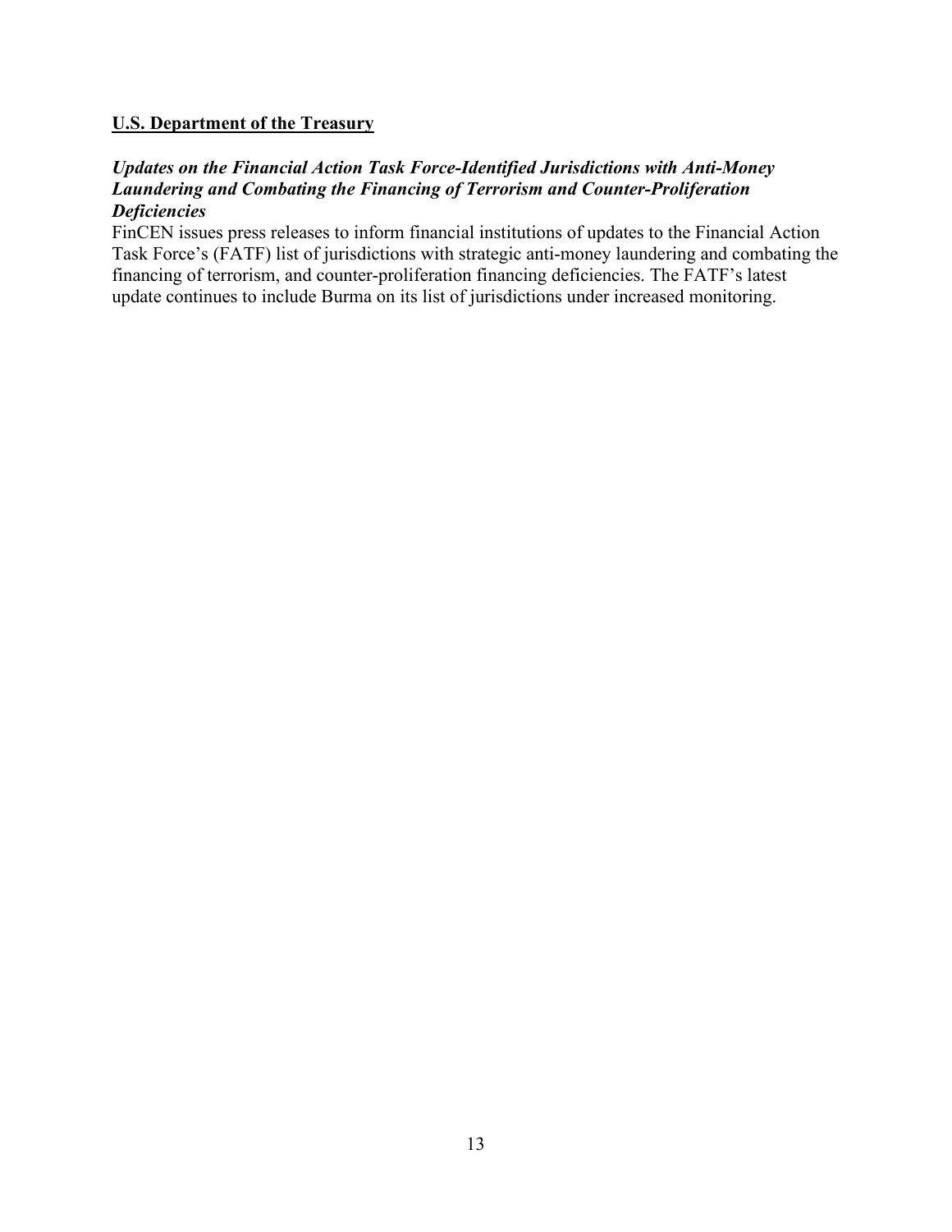**U.S. Department of the Treasury**

***Updates on the Financial Action Task Force-Identified Jurisdictions with Anti-Money Laundering and Combating the Financing of Terrorism and Counter-Proliferation Deficiencies***

FinCEN issues press releases to inform financial institutions of updates to the Financial Action Task Force's (FATF) list of jurisdictions with strategic anti-money laundering and combating the financing of terrorism, and counter-proliferation financing deficiencies. The FATF's latest update continues to include Burma on its list of jurisdictions under increased monitoring.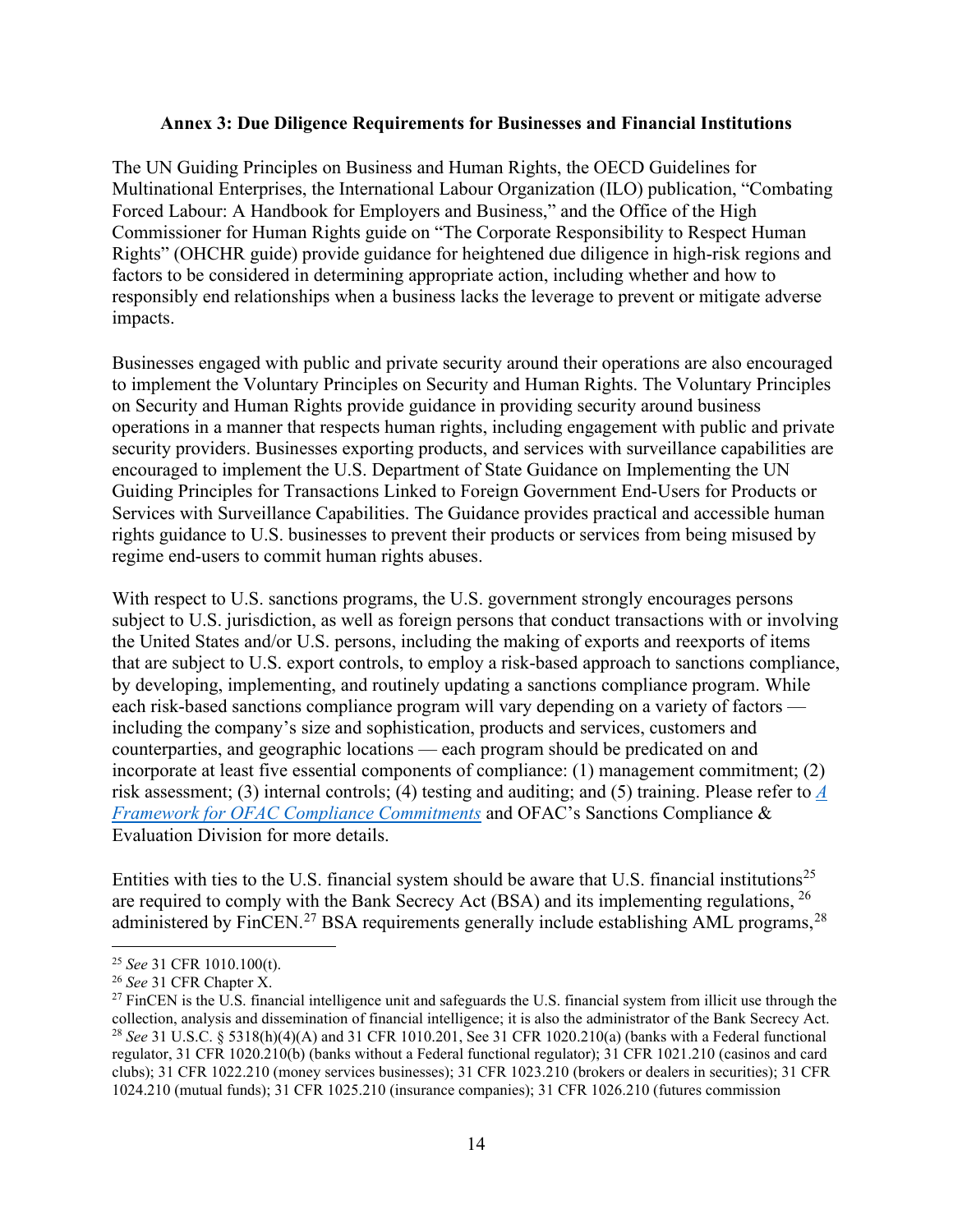## Annex 3: Due Diligence Requirements for Businesses and Financial Institutions

The UN Guiding Principles on Business and Human Rights, the OECD Guidelines for Multinational Enterprises, the International Labour Organization (ILO) publication, "Combating Forced Labour: A Handbook for Employers and Business," and the Office of the High Commissioner for Human Rights guide on "The Corporate Responsibility to Respect Human Rights" (OHCHR guide) provide guidance for heightened due diligence in high-risk regions and factors to be considered in determining appropriate action, including whether and how to responsibly end relationships when a business lacks the leverage to prevent or mitigate adverse impacts.

Businesses engaged with public and private security around their operations are also encouraged to implement the Voluntary Principles on Security and Human Rights. The Voluntary Principles on Security and Human Rights provide guidance in providing security around business operations in a manner that respects human rights, including engagement with public and private security providers. Businesses exporting products, and services with surveillance capabilities are encouraged to implement the U.S. Department of State Guidance on Implementing the UN Guiding Principles for Transactions Linked to Foreign Government End-Users for Products or Services with Surveillance Capabilities. The Guidance provides practical and accessible human rights guidance to U.S. businesses to prevent their products or services from being misused by regime end-users to commit human rights abuses.

With respect to U.S. sanctions programs, the U.S. government strongly encourages persons subject to U.S. jurisdiction, as well as foreign persons that conduct transactions with or involving the United States and/or U.S. persons, including the making of exports and reexports of items that are subject to U.S. export controls, to employ a risk-based approach to sanctions compliance, by developing, implementing, and routinely updating a sanctions compliance program. While each risk-based sanctions compliance program will vary depending on a variety of factors — including the company's size and sophistication, products and services, customers and counterparties, and geographic locations — each program should be predicated on and incorporate at least five essential components of compliance: (1) management commitment; (2) risk assessment; (3) internal controls; (4) testing and auditing; and (5) training. Please refer to *A Framework for OFAC Compliance Commitments* and OFAC's Sanctions Compliance & Evaluation Division for more details.

Entities with ties to the U.S. financial system should be aware that U.S. financial institutions[25] are required to comply with the Bank Secrecy Act (BSA) and its implementing regulations, [26] administered by FinCEN.[27] BSA requirements generally include establishing AML programs,[28]

---

[25] *See* 31 CFR 1010.100(t).

[26] *See* 31 CFR Chapter X.

[27] FinCEN is the U.S. financial intelligence unit and safeguards the U.S. financial system from illicit use through the collection, analysis and dissemination of financial intelligence; it is also the administrator of the Bank Secrecy Act.

[28] *See* 31 U.S.C. § 5318(h)(4)(A) and 31 CFR 1010.201, See 31 CFR 1020.210(a) (banks with a Federal functional regulator, 31 CFR 1020.210(b) (banks without a Federal functional regulator); 31 CFR 1021.210 (casinos and card clubs); 31 CFR 1022.210 (money services businesses); 31 CFR 1023.210 (brokers or dealers in securities); 31 CFR 1024.210 (mutual funds); 31 CFR 1025.210 (insurance companies); 31 CFR 1026.210 (futures commission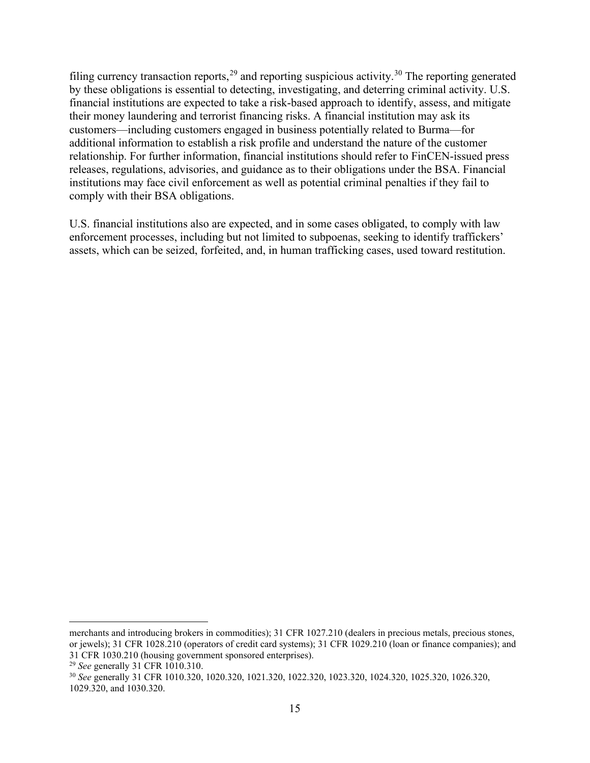filing currency transaction reports,[29] and reporting suspicious activity.[30] The reporting generated by these obligations is essential to detecting, investigating, and deterring criminal activity. U.S. financial institutions are expected to take a risk-based approach to identify, assess, and mitigate their money laundering and terrorist financing risks. A financial institution may ask its customers—including customers engaged in business potentially related to Burma—for additional information to establish a risk profile and understand the nature of the customer relationship. For further information, financial institutions should refer to FinCEN-issued press releases, regulations, advisories, and guidance as to their obligations under the BSA. Financial institutions may face civil enforcement as well as potential criminal penalties if they fail to comply with their BSA obligations.

U.S. financial institutions also are expected, and in some cases obligated, to comply with law enforcement processes, including but not limited to subpoenas, seeking to identify traffickers' assets, which can be seized, forfeited, and, in human trafficking cases, used toward restitution.

---

merchants and introducing brokers in commodities); 31 CFR 1027.210 (dealers in precious metals, precious stones, or jewels); 31 CFR 1028.210 (operators of credit card systems); 31 CFR 1029.210 (loan or finance companies); and 31 CFR 1030.210 (housing government sponsored enterprises).

[29] *See* generally 31 CFR 1010.310.

[30] *See* generally 31 CFR 1010.320, 1020.320, 1021.320, 1022.320, 1023.320, 1024.320, 1025.320, 1026.320, 1029.320, and 1030.320.